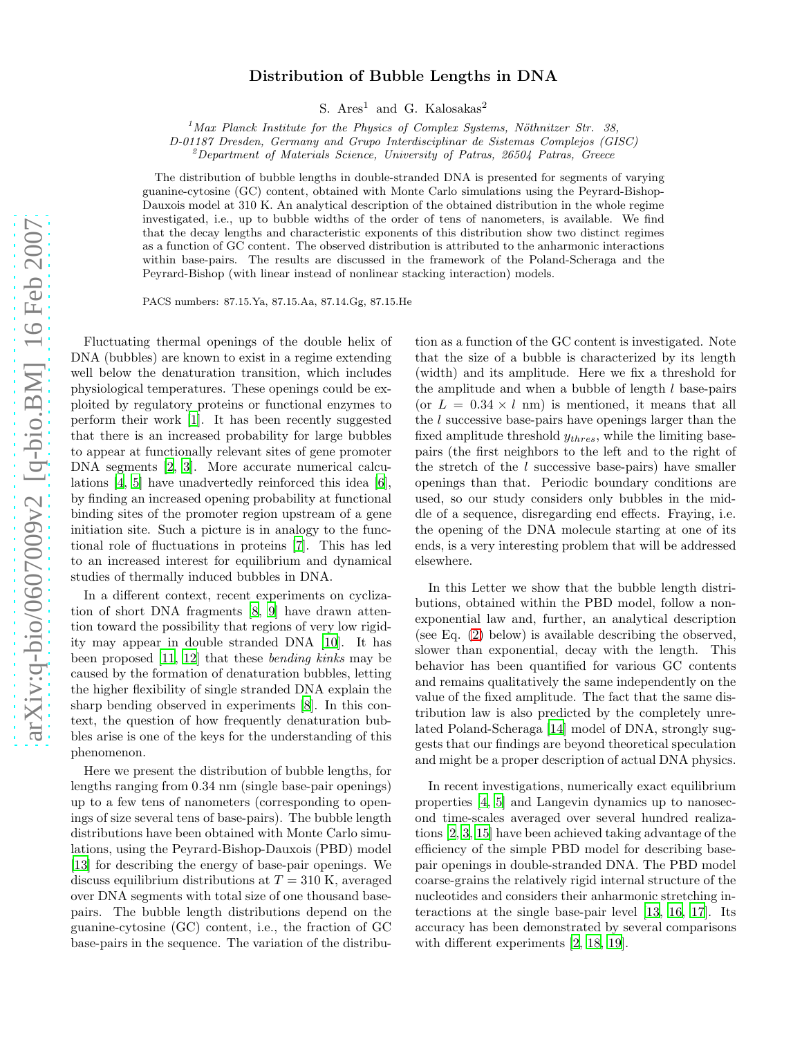# Distribution of Bubble Lengths in DNA

S. Ares[1] and G. Kalosakas[2]

[1] *Max Planck Institute for the Physics of Complex Systems, Nöthnitzer Str. 38, D-01187 Dresden, Germany and Grupo Interdisciplinar de Sistemas Complejos (GISC)*
[2] *Department of Materials Science, University of Patras, 26504 Patras, Greece*

The distribution of bubble lengths in double-stranded DNA is presented for segments of varying guanine-cytosine (GC) content, obtained with Monte Carlo simulations using the Peyrard-Bishop-Dauxois model at 310 K. An analytical description of the obtained distribution in the whole regime investigated, i.e., up to bubble widths of the order of tens of nanometers, is available. We find that the decay lengths and characteristic exponents of this distribution show two distinct regimes as a function of GC content. The observed distribution is attributed to the anharmonic interactions within base-pairs. The results are discussed in the framework of the Poland-Scheraga and the Peyrard-Bishop (with linear instead of nonlinear stacking interaction) models.

PACS numbers: 87.15.Ya, 87.15.Aa, 87.14.Gg, 87.15.He

Fluctuating thermal openings of the double helix of DNA (bubbles) are known to exist in a regime extending well below the denaturation transition, which includes physiological temperatures. These openings could be exploited by regulatory proteins or functional enzymes to perform their work [1]. It has been recently suggested that there is an increased probability for large bubbles to appear at functionally relevant sites of gene promoter DNA segments [2, 3]. More accurate numerical calculations [4, 5] have unadvertedly reinforced this idea [6], by finding an increased opening probability at functional binding sites of the promoter region upstream of a gene initiation site. Such a picture is in analogy to the functional role of fluctuations in proteins [7]. This has led to an increased interest for equilibrium and dynamical studies of thermally induced bubbles in DNA.

In a different context, recent experiments on cyclization of short DNA fragments [8, 9] have drawn attention toward the possibility that regions of very low rigidity may appear in double stranded DNA [10]. It has been proposed [11, 12] that these *bending kinks* may be caused by the formation of denaturation bubbles, letting the higher flexibility of single stranded DNA explain the sharp bending observed in experiments [8]. In this context, the question of how frequently denaturation bubbles arise is one of the keys for the understanding of this phenomenon.

Here we present the distribution of bubble lengths, for lengths ranging from 0.34 nm (single base-pair openings) up to a few tens of nanometers (corresponding to openings of size several tens of base-pairs). The bubble length distributions have been obtained with Monte Carlo simulations, using the Peyrard-Bishop-Dauxois (PBD) model [13] for describing the energy of base-pair openings. We discuss equilibrium distributions at $T = 310$ K, averaged over DNA segments with total size of one thousand base-pairs. The bubble length distributions depend on the guanine-cytosine (GC) content, i.e., the fraction of GC base-pairs in the sequence. The variation of the distribution as a function of the GC content is investigated. Note that the size of a bubble is characterized by its length (width) and its amplitude. Here we fix a threshold for the amplitude and when a bubble of length $l$ base-pairs (or $L = 0.34 \times l$ nm) is mentioned, it means that all the $l$ successive base-pairs have openings larger than the fixed amplitude threshold $y_{thres}$, while the limiting base-pairs (the first neighbors to the left and to the right of the stretch of the $l$ successive base-pairs) have smaller openings than that. Periodic boundary conditions are used, so our study considers only bubbles in the middle of a sequence, disregarding end effects. Fraying, i.e. the opening of the DNA molecule starting at one of its ends, is a very interesting problem that will be addressed elsewhere.

In this Letter we show that the bubble length distributions, obtained within the PBD model, follow a non-exponential law and, further, an analytical description (see Eq. (2) below) is available describing the observed, slower than exponential, decay with the length. This behavior has been quantified for various GC contents and remains qualitatively the same independently on the value of the fixed amplitude. The fact that the same distribution law is also predicted by the completely unrelated Poland-Scheraga [14] model of DNA, strongly suggests that our findings are beyond theoretical speculation and might be a proper description of actual DNA physics.

In recent investigations, numerically exact equilibrium properties [4, 5] and Langevin dynamics up to nanosecond time-scales averaged over several hundred realizations [2, 3, 15] have been achieved taking advantage of the efficiency of the simple PBD model for describing base-pair openings in double-stranded DNA. The PBD model coarse-grains the relatively rigid internal structure of the nucleotides and considers their anharmonic stretching interactions at the single base-pair level [13, 16, 17]. Its accuracy has been demonstrated by several comparisons with different experiments [2, 18, 19].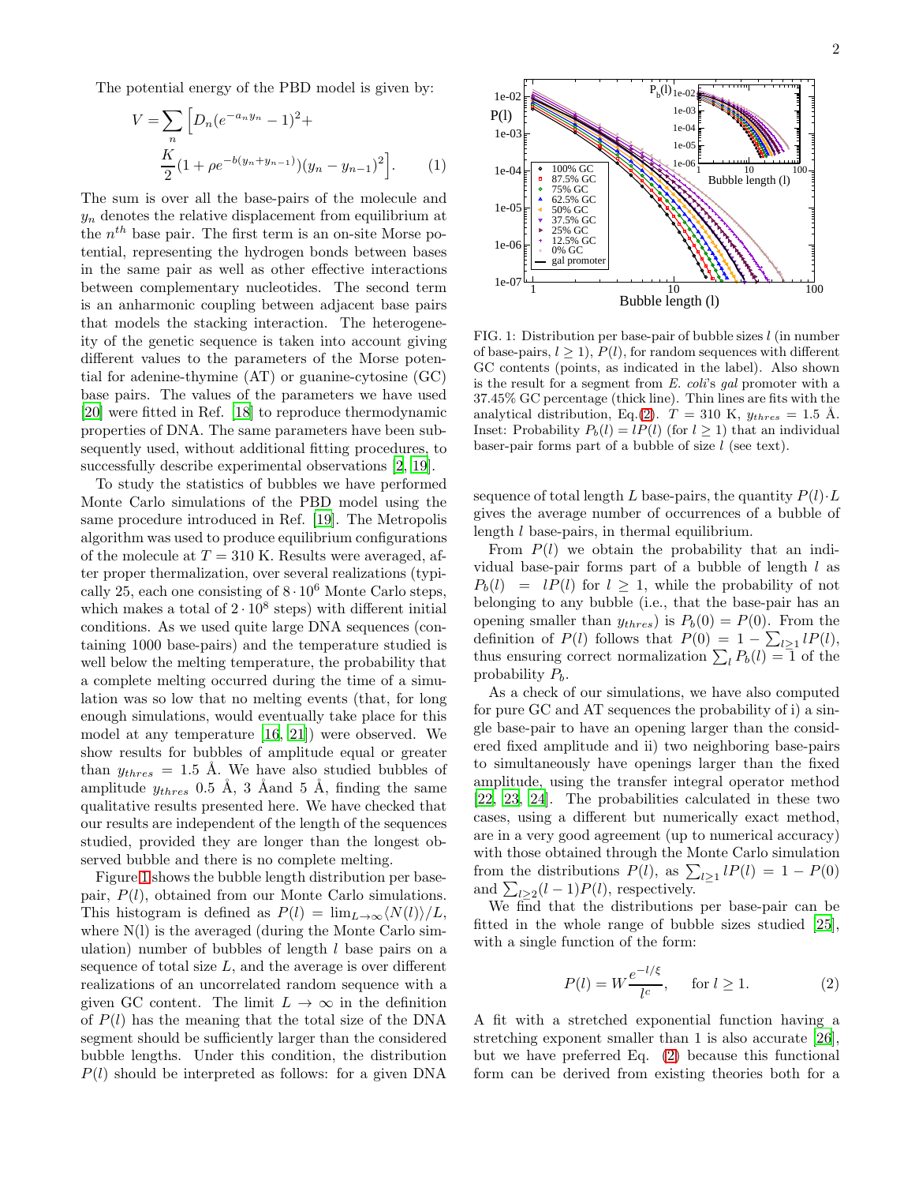The potential energy of the PBD model is given by:

$$V = \sum_n \Big[ D_n (e^{-a_n y_n} - 1)^2 + \frac{K}{2}(1 + \rho e^{-b(y_n + y_{n-1})})(y_n - y_{n-1})^2 \Big]. \quad (1)$$

The sum is over all the base-pairs of the molecule and $y_n$ denotes the relative displacement from equilibrium at the $n^{th}$ base pair. The first term is an on-site Morse potential, representing the hydrogen bonds between bases in the same pair as well as other effective interactions between complementary nucleotides. The second term is an anharmonic coupling between adjacent base pairs that models the stacking interaction. The heterogeneity of the genetic sequence is taken into account giving different values to the parameters of the Morse potential for adenine-thymine (AT) or guanine-cytosine (GC) base pairs. The values of the parameters we have used [20] were fitted in Ref. [18] to reproduce thermodynamic properties of DNA. The same parameters have been subsequently used, without additional fitting procedures, to successfully describe experimental observations [2, 19].

To study the statistics of bubbles we have performed Monte Carlo simulations of the PBD model using the same procedure introduced in Ref. [19]. The Metropolis algorithm was used to produce equilibrium configurations of the molecule at $T = 310$ K. Results were averaged, after proper thermalization, over several realizations (typically 25, each one consisting of $8 \cdot 10^6$ Monte Carlo steps, which makes a total of $2 \cdot 10^8$ steps) with different initial conditions. As we used quite large DNA sequences (containing 1000 base-pairs) and the temperature studied is well below the melting temperature, the probability that a complete melting occurred during the time of a simulation was so low that no melting events (that, for long enough simulations, would eventually take place for this model at any temperature [16, 21]) were observed. We show results for bubbles of amplitude equal or greater than $y_{thres} = 1.5$ Å. We have also studied bubbles of amplitude $y_{thres}$ 0.5 Å, 3 Åand 5 Å, finding the same qualitative results presented here. We have checked that our results are independent of the length of the sequences studied, provided they are longer than the longest observed bubble and there is no complete melting.

Figure 1 shows the bubble length distribution per base-pair, $P(l)$, obtained from our Monte Carlo simulations. This histogram is defined as $P(l) = \lim_{L\to\infty} \langle N(l) \rangle / L$, where N(l) is the averaged (during the Monte Carlo simulation) number of bubbles of length $l$ base pairs on a sequence of total size $L$, and the average is over different realizations of an uncorrelated random sequence with a given GC content. The limit $L \to \infty$ in the definition of $P(l)$ has the meaning that the total size of the DNA segment should be sufficiently larger than the considered bubble lengths. Under this condition, the distribution $P(l)$ should be interpreted as follows: for a given DNA sequence of total length $L$ base-pairs, the quantity $P(l) \cdot L$ gives the average number of occurrences of a bubble of length $l$ base-pairs, in thermal equilibrium.

FIG. 1: Distribution per base-pair of bubble sizes $l$ (in number of base-pairs, $l \geq 1$), $P(l)$, for random sequences with different GC contents (points, as indicated in the label). Also shown is the result for a segment from *E. coli*'s *gal* promoter with a 37.45% GC percentage (thick line). Thin lines are fits with the analytical distribution, Eq.(2). $T = 310$ K, $y_{thres} = 1.5$ Å. Inset: Probability $P_b(l) = lP(l)$ (for $l \geq 1$) that an individual baser-pair forms part of a bubble of size $l$ (see text).

From $P(l)$ we obtain the probability that an individual base-pair forms part of a bubble of length $l$ as $P_b(l) = lP(l)$ for $l \geq 1$, while the probability of not belonging to any bubble (i.e., that the base-pair has an opening smaller than $y_{thres}$) is $P_b(0) = P(0)$. From the definition of $P(l)$ follows that $P(0) = 1 - \sum_{l\geq 1} lP(l)$, thus ensuring correct normalization $\sum_l P_b(l) = 1$ of the probability $P_b$.

As a check of our simulations, we have also computed for pure GC and AT sequences the probability of i) a single base-pair to have an opening larger than the considered fixed amplitude and ii) two neighboring base-pairs to simultaneously have openings larger than the fixed amplitude, using the transfer integral operator method [22, 23, 24]. The probabilities calculated in these two cases, using a different but numerically exact method, are in a very good agreement (up to numerical accuracy) with those obtained through the Monte Carlo simulation from the distributions $P(l)$, as $\sum_{l\geq 1} lP(l) = 1 - P(0)$ and $\sum_{l\geq 2} (l-1)P(l)$, respectively.

We find that the distributions per base-pair can be fitted in the whole range of bubble sizes studied [25], with a single function of the form:

$$P(l) = W \frac{e^{-l/\xi}}{l^c}, \qquad \text{for } l \geq 1. \quad (2)$$

A fit with a stretched exponential function having a stretching exponent smaller than 1 is also accurate [26], but we have preferred Eq. (2) because this functional form can be derived from existing theories both for a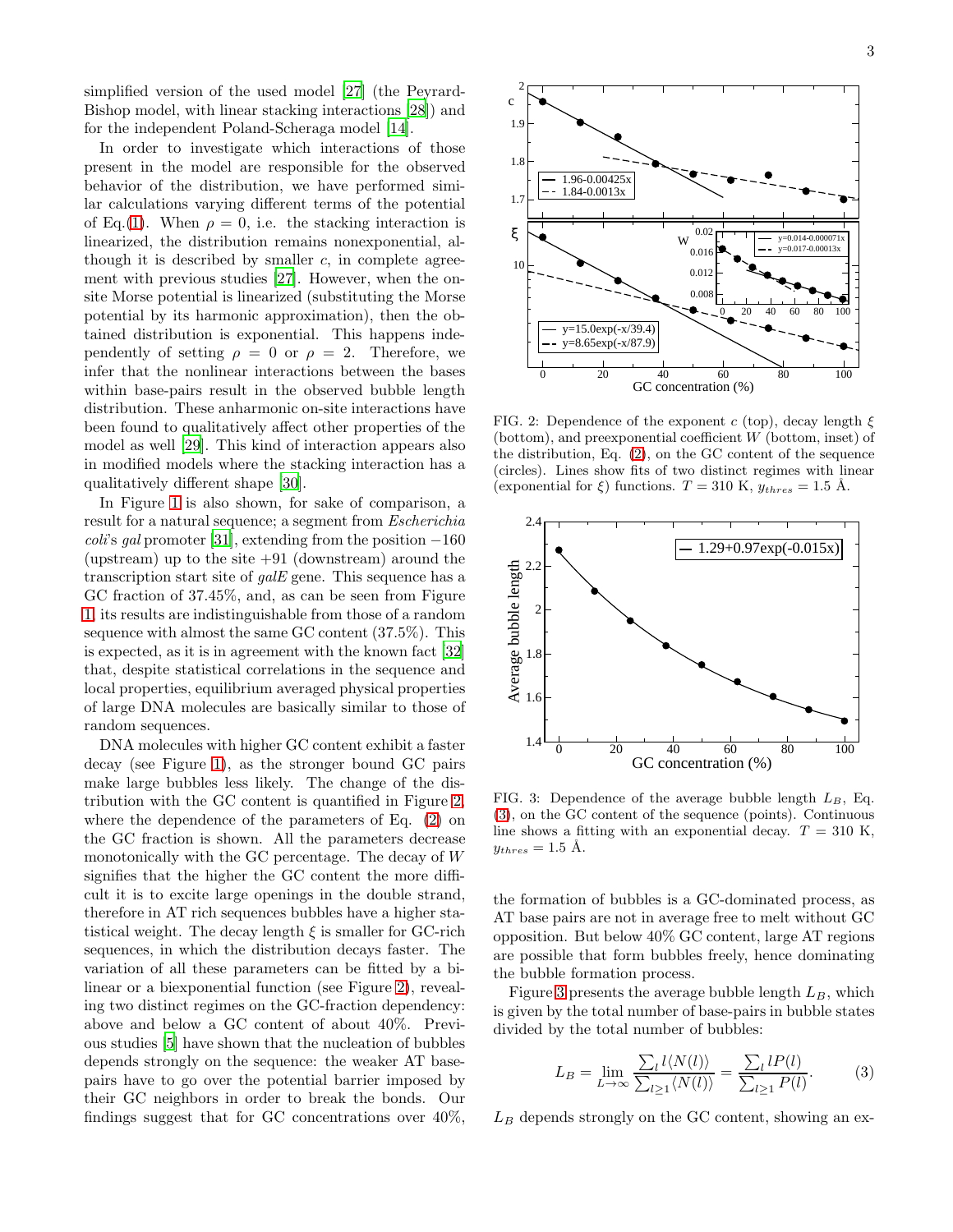simplified version of the used model [27] (the Peyrard-Bishop model, with linear stacking interactions [28]) and for the independent Poland-Scheraga model [14].

In order to investigate which interactions of those present in the model are responsible for the observed behavior of the distribution, we have performed similar calculations varying different terms of the potential of Eq.(1). When $\rho = 0$, i.e. the stacking interaction is linearized, the distribution remains nonexponential, although it is described by smaller $c$, in complete agreement with previous studies [27]. However, when the on-site Morse potential is linearized (substituting the Morse potential by its harmonic approximation), then the obtained distribution is exponential. This happens independently of setting $\rho = 0$ or $\rho = 2$. Therefore, we infer that the nonlinear interactions between the bases within base-pairs result in the observed bubble length distribution. These anharmonic on-site interactions have been found to qualitatively affect other properties of the model as well [29]. This kind of interaction appears also in modified models where the stacking interaction has a qualitatively different shape [30].

In Figure 1 is also shown, for sake of comparison, a result for a natural sequence; a segment from *Escherichia coli*'s *gal* promoter [31], extending from the position $-160$ (upstream) up to the site $+91$ (downstream) around the transcription start site of *galE* gene. This sequence has a GC fraction of 37.45%, and, as can be seen from Figure 1, its results are indistinguishable from those of a random sequence with almost the same GC content (37.5%). This is expected, as it is in agreement with the known fact [32] that, despite statistical correlations in the sequence and local properties, equilibrium averaged physical properties of large DNA molecules are basically similar to those of random sequences.

DNA molecules with higher GC content exhibit a faster decay (see Figure 1), as the stronger bound GC pairs make large bubbles less likely. The change of the distribution with the GC content is quantified in Figure 2, where the dependence of the parameters of Eq. (2) on the GC fraction is shown. All the parameters decrease monotonically with the GC percentage. The decay of $W$ signifies that the higher the GC content the more difficult it is to excite large openings in the double strand, therefore in AT rich sequences bubbles have a higher statistical weight. The decay length $\xi$ is smaller for GC-rich sequences, in which the distribution decays faster. The variation of all these parameters can be fitted by a bilinear or a biexponential function (see Figure 2), revealing two distinct regimes on the GC-fraction dependency: above and below a GC content of about 40%. Previous studies [5] have shown that the nucleation of bubbles depends strongly on the sequence: the weaker AT base-pairs have to go over the potential barrier imposed by their GC neighbors in order to break the bonds. Our findings suggest that for GC concentrations over 40%, the formation of bubbles is a GC-dominated process, as AT base pairs are not in average free to melt without GC opposition. But below 40% GC content, large AT regions are possible that form bubbles freely, hence dominating the bubble formation process.

FIG. 2: Dependence of the exponent $c$ (top), decay length $\xi$ (bottom), and preexponential coefficient $W$ (bottom, inset) of the distribution, Eq. (2), on the GC content of the sequence (circles). Lines show fits of two distinct regimes with linear (exponential for $\xi$) functions. $T = 310$ K, $y_{thres} = 1.5$ Å.

FIG. 3: Dependence of the average bubble length $L_B$, Eq. (3), on the GC content of the sequence (points). Continuous line shows a fitting with an exponential decay. $T = 310$ K, $y_{thres} = 1.5$ Å.

Figure 3 presents the average bubble length $L_B$, which is given by the total number of base-pairs in bubble states divided by the total number of bubbles:

$$L_B = \lim_{L\to\infty} \frac{\sum_l l\langle N(l)\rangle}{\sum_{l\geq 1}\langle N(l)\rangle} = \frac{\sum_l lP(l)}{\sum_{l\geq 1} P(l)}. \quad (3)$$

$L_B$ depends strongly on the GC content, showing an ex-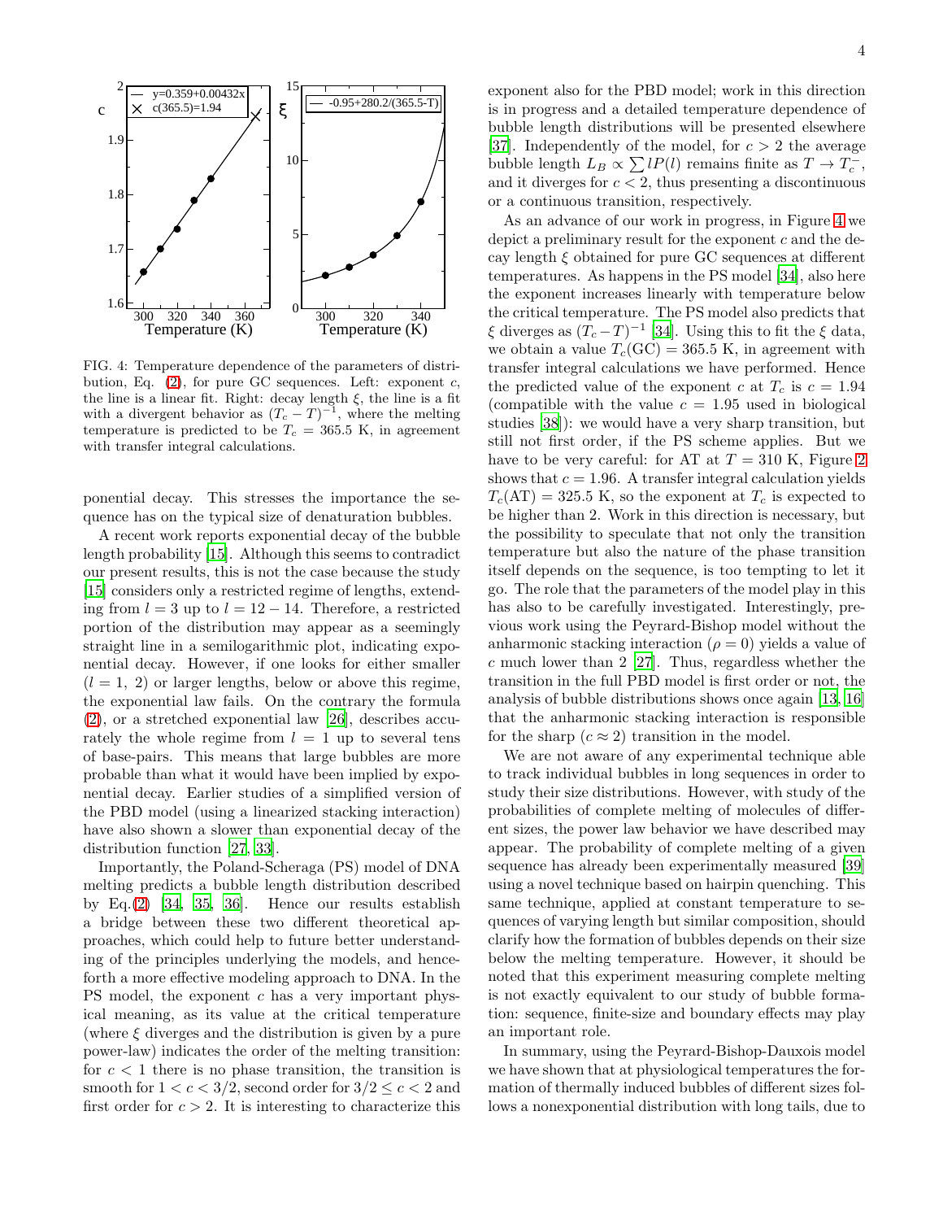FIG. 4: Temperature dependence of the parameters of distribution, Eq. (2), for pure GC sequences. Left: exponent $c$, the line is a linear fit. Right: decay length $\xi$, the line is a fit with a divergent behavior as $(T_c - T)^{-1}$, where the melting temperature is predicted to be $T_c = 365.5$ K, in agreement with transfer integral calculations.

ponential decay. This stresses the importance the sequence has on the typical size of denaturation bubbles.

A recent work reports exponential decay of the bubble length probability [15]. Although this seems to contradict our present results, this is not the case because the study [15] considers only a restricted regime of lengths, extending from $l = 3$ up to $l = 12 - 14$. Therefore, a restricted portion of the distribution may appear as a seemingly straight line in a semilogarithmic plot, indicating exponential decay. However, if one looks for either smaller ($l = 1,\ 2$) or larger lengths, below or above this regime, the exponential law fails. On the contrary the formula (2), or a stretched exponential law [26], describes accurately the whole regime from $l = 1$ up to several tens of base-pairs. This means that large bubbles are more probable than what it would have been implied by exponential decay. Earlier studies of a simplified version of the PBD model (using a linearized stacking interaction) have also shown a slower than exponential decay of the distribution function [27, 33].

Importantly, the Poland-Scheraga (PS) model of DNA melting predicts a bubble length distribution described by Eq.(2) [34, 35, 36]. Hence our results establish a bridge between these two different theoretical approaches, which could help to future better understanding of the principles underlying the models, and henceforth a more effective modeling approach to DNA. In the PS model, the exponent $c$ has a very important physical meaning, as its value at the critical temperature (where $\xi$ diverges and the distribution is given by a pure power-law) indicates the order of the melting transition: for $c < 1$ there is no phase transition, the transition is smooth for $1 < c < 3/2$, second order for $3/2 \leq c < 2$ and first order for $c > 2$. It is interesting to characterize this exponent also for the PBD model; work in this direction is in progress and a detailed temperature dependence of bubble length distributions will be presented elsewhere [37]. Independently of the model, for $c > 2$ the average bubble length $L_B \propto \sum lP(l)$ remains finite as $T \to T_c^-$, and it diverges for $c < 2$, thus presenting a discontinuous or a continuous transition, respectively.

As an advance of our work in progress, in Figure 4 we depict a preliminary result for the exponent $c$ and the decay length $\xi$ obtained for pure GC sequences at different temperatures. As happens in the PS model [34], also here the exponent increases linearly with temperature below the critical temperature. The PS model also predicts that $\xi$ diverges as $(T_c - T)^{-1}$ [34]. Using this to fit the $\xi$ data, we obtain a value $T_c(\mathrm{GC}) = 365.5$ K, in agreement with transfer integral calculations we have performed. Hence the predicted value of the exponent $c$ at $T_c$ is $c = 1.94$ (compatible with the value $c = 1.95$ used in biological studies [38]): we would have a very sharp transition, but still not first order, if the PS scheme applies. But we have to be very careful: for AT at $T = 310$ K, Figure 2 shows that $c = 1.96$. A transfer integral calculation yields $T_c(\mathrm{AT}) = 325.5$ K, so the exponent at $T_c$ is expected to be higher than 2. Work in this direction is necessary, but the possibility to speculate that not only the transition temperature but also the nature of the phase transition itself depends on the sequence, is too tempting to let it go. The role that the parameters of the model play in this has also to be carefully investigated. Interestingly, previous work using the Peyrard-Bishop model without the anharmonic stacking interaction ($\rho = 0$) yields a value of $c$ much lower than 2 [27]. Thus, regardless whether the transition in the full PBD model is first order or not, the analysis of bubble distributions shows once again [13, 16] that the anharmonic stacking interaction is responsible for the sharp ($c \approx 2$) transition in the model.

We are not aware of any experimental technique able to track individual bubbles in long sequences in order to study their size distributions. However, with study of the probabilities of complete melting of molecules of different sizes, the power law behavior we have described may appear. The probability of complete melting of a given sequence has already been experimentally measured [39] using a novel technique based on hairpin quenching. This same technique, applied at constant temperature to sequences of varying length but similar composition, should clarify how the formation of bubbles depends on their size below the melting temperature. However, it should be noted that this experiment measuring complete melting is not exactly equivalent to our study of bubble formation: sequence, finite-size and boundary effects may play an important role.

In summary, using the Peyrard-Bishop-Dauxois model we have shown that at physiological temperatures the formation of thermally induced bubbles of different sizes follows a nonexponential distribution with long tails, due to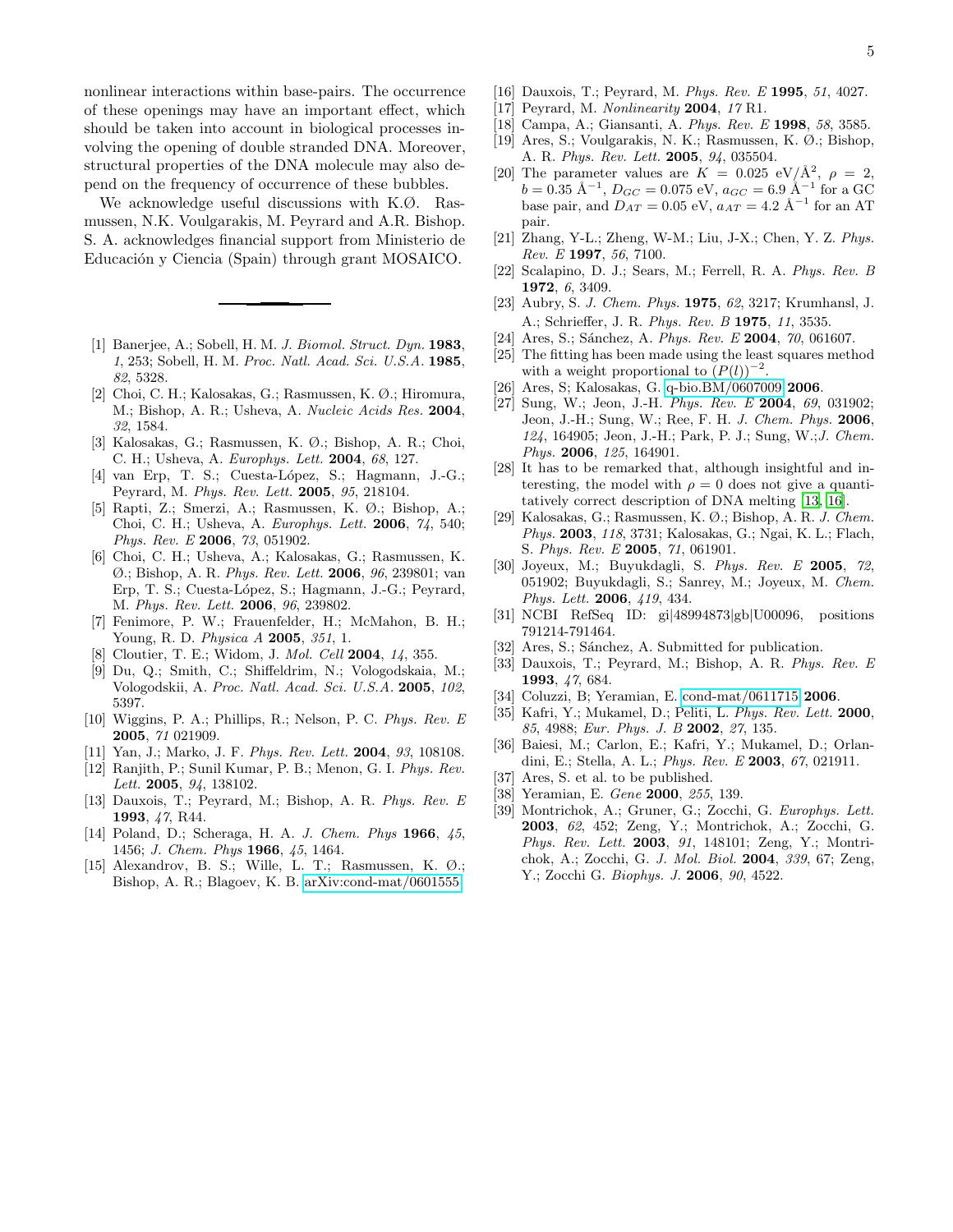nonlinear interactions within base-pairs. The occurrence of these openings may have an important effect, which should be taken into account in biological processes involving the opening of double stranded DNA. Moreover, structural properties of the DNA molecule may also depend on the frequency of occurrence of these bubbles.

We acknowledge useful discussions with K.Ø. Rasmussen, N.K. Voulgarakis, M. Peyrard and A.R. Bishop. S. A. acknowledges financial support from Ministerio de Educación y Ciencia (Spain) through grant MOSAICO.

---

[1] Banerjee, A.; Sobell, H. M. *J. Biomol. Struct. Dyn.* **1983**, *1*, 253; Sobell, H. M. *Proc. Natl. Acad. Sci. U.S.A.* **1985**, *82*, 5328.

[2] Choi, C. H.; Kalosakas, G.; Rasmussen, K. Ø.; Hiromura, M.; Bishop, A. R.; Usheva, A. *Nucleic Acids Res.* **2004**, *32*, 1584.

[3] Kalosakas, G.; Rasmussen, K. Ø.; Bishop, A. R.; Choi, C. H.; Usheva, A. *Europhys. Lett.* **2004**, *68*, 127.

[4] van Erp, T. S.; Cuesta-López, S.; Hagmann, J.-G.; Peyrard, M. *Phys. Rev. Lett.* **2005**, *95*, 218104.

[5] Rapti, Z.; Smerzi, A.; Rasmussen, K. Ø.; Bishop, A.; Choi, C. H.; Usheva, A. *Europhys. Lett.* **2006**, *74*, 540; *Phys. Rev. E* **2006**, *73*, 051902.

[6] Choi, C. H.; Usheva, A.; Kalosakas, G.; Rasmussen, K. Ø.; Bishop, A. R. *Phys. Rev. Lett.* **2006**, *96*, 239801; van Erp, T. S.; Cuesta-López, S.; Hagmann, J.-G.; Peyrard, M. *Phys. Rev. Lett.* **2006**, *96*, 239802.

[7] Fenimore, P. W.; Frauenfelder, H.; McMahon, B. H.; Young, R. D. *Physica A* **2005**, *351*, 1.

[8] Cloutier, T. E.; Widom, J. *Mol. Cell* **2004**, *14*, 355.

[9] Du, Q.; Smith, C.; Shiffeldrim, N.; Vologodskaia, M.; Vologodskii, A. *Proc. Natl. Acad. Sci. U.S.A.* **2005**, *102*, 5397.

[10] Wiggins, P. A.; Phillips, R.; Nelson, P. C. *Phys. Rev. E* **2005**, *71* 021909.

[11] Yan, J.; Marko, J. F. *Phys. Rev. Lett.* **2004**, *93*, 108108.

[12] Ranjith, P.; Sunil Kumar, P. B.; Menon, G. I. *Phys. Rev. Lett.* **2005**, *94*, 138102.

[13] Dauxois, T.; Peyrard, M.; Bishop, A. R. *Phys. Rev. E* **1993**, *47*, R44.

[14] Poland, D.; Scheraga, H. A. *J. Chem. Phys* **1966**, *45*, 1456; *J. Chem. Phys* **1966**, *45*, 1464.

[15] Alexandrov, B. S.; Wille, L. T.; Rasmussen, K. Ø.; Bishop, A. R.; Blagoev, K. B. arXiv:cond-mat/0601555

[16] Dauxois, T.; Peyrard, M. *Phys. Rev. E* **1995**, *51*, 4027.

[17] Peyrard, M. *Nonlinearity* **2004**, *17* R1.

[18] Campa, A.; Giansanti, A. *Phys. Rev. E* **1998**, *58*, 3585.

[19] Ares, S.; Voulgarakis, N. K.; Rasmussen, K. Ø.; Bishop, A. R. *Phys. Rev. Lett.* **2005**, *94*, 035504.

[20] The parameter values are $K = 0.025$ eV/Å$^2$, $\rho = 2$, $b = 0.35$ Å$^{-1}$, $D_{GC} = 0.075$ eV, $a_{GC} = 6.9$ Å$^{-1}$ for a GC base pair, and $D_{AT} = 0.05$ eV, $a_{AT} = 4.2$ Å$^{-1}$ for an AT pair.

[21] Zhang, Y-L.; Zheng, W-M.; Liu, J-X.; Chen, Y. Z. *Phys. Rev. E* **1997**, *56*, 7100.

[22] Scalapino, D. J.; Sears, M.; Ferrell, R. A. *Phys. Rev. B* **1972**, *6*, 3409.

[23] Aubry, S. *J. Chem. Phys.* **1975**, *62*, 3217; Krumhansl, J. A.; Schrieffer, J. R. *Phys. Rev. B* **1975**, *11*, 3535.

[24] Ares, S.; Sánchez, A. *Phys. Rev. E* **2004**, *70*, 061607.

[25] The fitting has been made using the least squares method with a weight proportional to $(P(l))^{-2}$.

[26] Ares, S; Kalosakas, G. q-bio.BM/0607009 **2006**.

[27] Sung, W.; Jeon, J.-H. *Phys. Rev. E* **2004**, *69*, 031902; Jeon, J.-H.; Sung, W.; Ree, F. H. *J. Chem. Phys.* **2006**, *124*, 164905; Jeon, J.-H.; Park, P. J.; Sung, W.;*J. Chem. Phys.* **2006**, *125*, 164901.

[28] It has to be remarked that, although insightful and interesting, the model with $\rho = 0$ does not give a quantitatively correct description of DNA melting [13, 16].

[29] Kalosakas, G.; Rasmussen, K. Ø.; Bishop, A. R. *J. Chem. Phys.* **2003**, *118*, 3731; Kalosakas, G.; Ngai, K. L.; Flach, S. *Phys. Rev. E* **2005**, *71*, 061901.

[30] Joyeux, M.; Buyukdagli, S. *Phys. Rev. E* **2005**, *72*, 051902; Buyukdagli, S.; Sanrey, M.; Joyeux, M. *Chem. Phys. Lett.* **2006**, *419*, 434.

[31] NCBI RefSeq ID: gi|48994873|gb|U00096, positions 791214-791464.

[32] Ares, S.; Sánchez, A. Submitted for publication.

[33] Dauxois, T.; Peyrard, M.; Bishop, A. R. *Phys. Rev. E* **1993**, *47*, 684.

[34] Coluzzi, B; Yeramian, E. cond-mat/0611715 **2006**.

[35] Kafri, Y.; Mukamel, D.; Peliti, L. *Phys. Rev. Lett.* **2000**, *85*, 4988; *Eur. Phys. J. B* **2002**, *27*, 135.

[36] Baiesi, M.; Carlon, E.; Kafri, Y.; Mukamel, D.; Orlandini, E.; Stella, A. L.; *Phys. Rev. E* **2003**, *67*, 021911.

[37] Ares, S. et al. to be published.

[38] Yeramian, E. *Gene* **2000**, *255*, 139.

[39] Montrichok, A.; Gruner, G.; Zocchi, G. *Europhys. Lett.* **2003**, *62*, 452; Zeng, Y.; Montrichok, A.; Zocchi, G. *Phys. Rev. Lett.* **2003**, *91*, 148101; Zeng, Y.; Montrichok, A.; Zocchi, G. *J. Mol. Biol.* **2004**, *339*, 67; Zeng, Y.; Zocchi G. *Biophys. J.* **2006**, *90*, 4522.